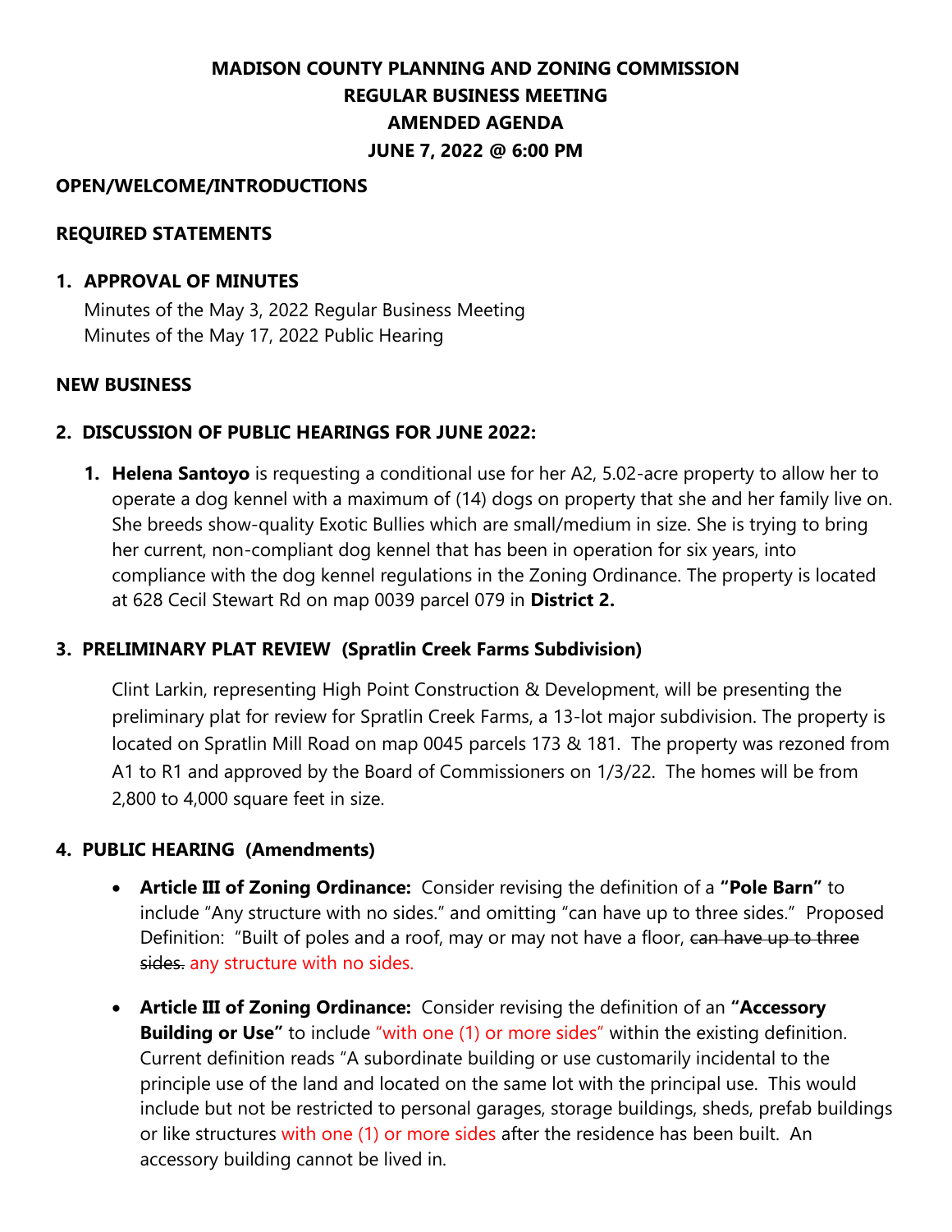# MADISON COUNTY PLANNING AND ZONING COMMISSION
## REGULAR BUSINESS MEETING
## AMENDED AGENDA
## JUNE 7, 2022 @ 6:00 PM

**OPEN/WELCOME/INTRODUCTIONS**

**REQUIRED STATEMENTS**

**1. APPROVAL OF MINUTES**

Minutes of the May 3, 2022 Regular Business Meeting
Minutes of the May 17, 2022 Public Hearing

**NEW BUSINESS**

**2. DISCUSSION OF PUBLIC HEARINGS FOR JUNE 2022:**

1. **Helena Santoyo** is requesting a conditional use for her A2, 5.02-acre property to allow her to operate a dog kennel with a maximum of (14) dogs on property that she and her family live on. She breeds show-quality Exotic Bullies which are small/medium in size. She is trying to bring her current, non-compliant dog kennel that has been in operation for six years, into compliance with the dog kennel regulations in the Zoning Ordinance. The property is located at 628 Cecil Stewart Rd on map 0039 parcel 079 in **District 2.**

**3. PRELIMINARY PLAT REVIEW (Spratlin Creek Farms Subdivision)**

Clint Larkin, representing High Point Construction & Development, will be presenting the preliminary plat for review for Spratlin Creek Farms, a 13-lot major subdivision. The property is located on Spratlin Mill Road on map 0045 parcels 173 & 181. The property was rezoned from A1 to R1 and approved by the Board of Commissioners on 1/3/22. The homes will be from 2,800 to 4,000 square feet in size.

**4. PUBLIC HEARING (Amendments)**

- **Article III of Zoning Ordinance:** Consider revising the definition of a **"Pole Barn"** to include "Any structure with no sides." and omitting "can have up to three sides." Proposed Definition: "Built of poles and a roof, may or may not have a floor, ~~can have up to three sides.~~ any structure with no sides.
- **Article III of Zoning Ordinance:** Consider revising the definition of an **"Accessory Building or Use"** to include "with one (1) or more sides" within the existing definition. Current definition reads "A subordinate building or use customarily incidental to the principle use of the land and located on the same lot with the principal use. This would include but not be restricted to personal garages, storage buildings, sheds, prefab buildings or like structures with one (1) or more sides after the residence has been built. An accessory building cannot be lived in.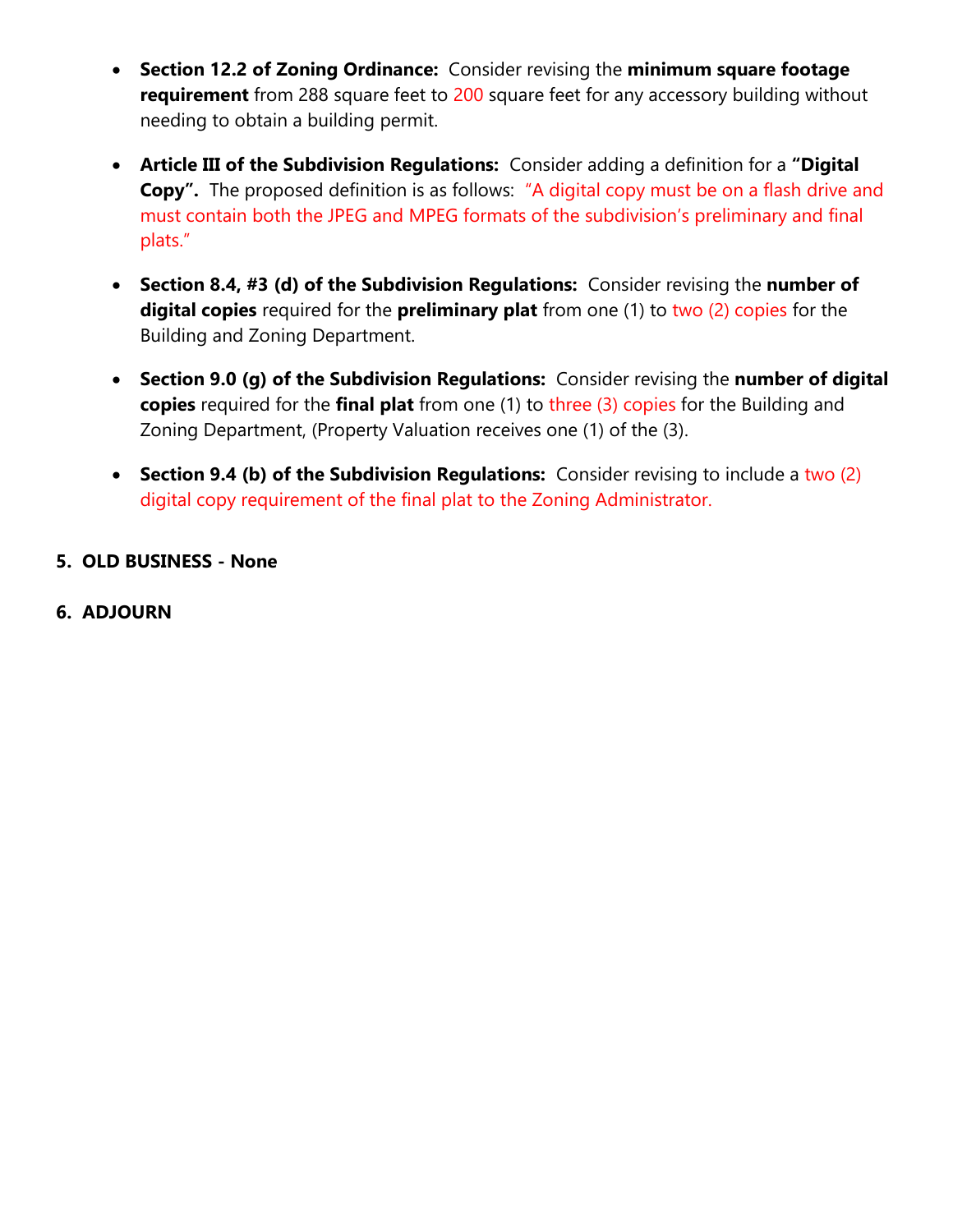- **Section 12.2 of Zoning Ordinance:** Consider revising the **minimum square footage requirement** from 288 square feet to 200 square feet for any accessory building without needing to obtain a building permit.

- **Article III of the Subdivision Regulations:** Consider adding a definition for a **"Digital Copy".** The proposed definition is as follows: "A digital copy must be on a flash drive and must contain both the JPEG and MPEG formats of the subdivision's preliminary and final plats."

- **Section 8.4, #3 (d) of the Subdivision Regulations:** Consider revising the **number of digital copies** required for the **preliminary plat** from one (1) to two (2) copies for the Building and Zoning Department.

- **Section 9.0 (g) of the Subdivision Regulations:** Consider revising the **number of digital copies** required for the **final plat** from one (1) to three (3) copies for the Building and Zoning Department, (Property Valuation receives one (1) of the (3).

- **Section 9.4 (b) of the Subdivision Regulations:** Consider revising to include a two (2) digital copy requirement of the final plat to the Zoning Administrator.

**5. OLD BUSINESS - None**

**6. ADJOURN**